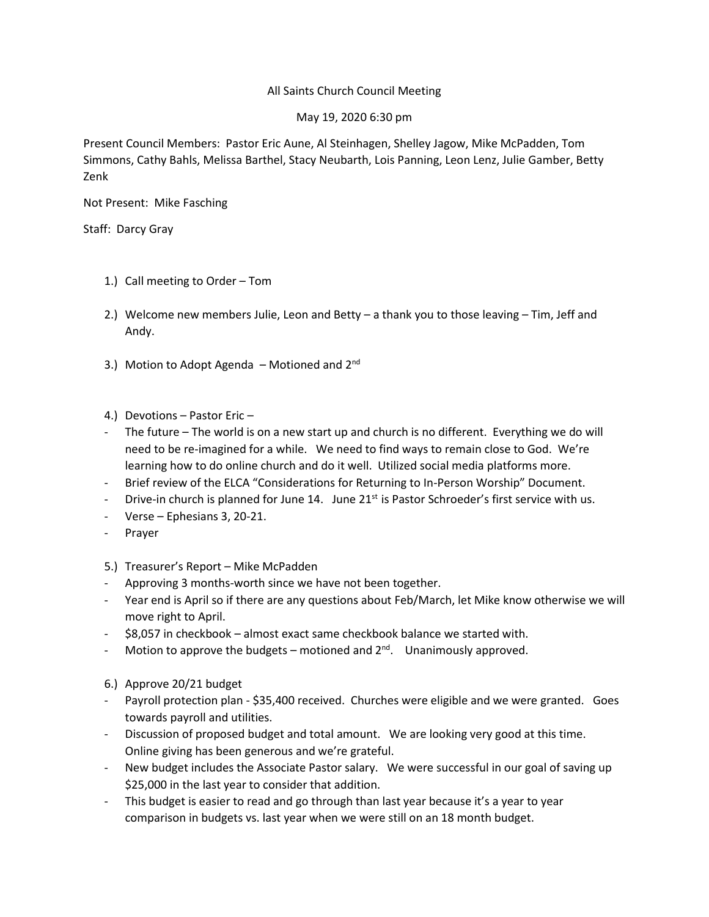All Saints Church Council Meeting

May 19, 2020 6:30 pm

Present Council Members: Pastor Eric Aune, Al Steinhagen, Shelley Jagow, Mike McPadden, Tom Simmons, Cathy Bahls, Melissa Barthel, Stacy Neubarth, Lois Panning, Leon Lenz, Julie Gamber, Betty Zenk

Not Present: Mike Fasching

Staff: Darcy Gray

1.) Call meeting to Order – Tom

2.) Welcome new members Julie, Leon and Betty – a thank you to those leaving – Tim, Jeff and Andy.

3.) Motion to Adopt Agenda – Motioned and 2nd

4.) Devotions – Pastor Eric –

- The future – The world is on a new start up and church is no different. Everything we do will need to be re-imagined for a while. We need to find ways to remain close to God. We're learning how to do online church and do it well. Utilized social media platforms more.
- Brief review of the ELCA "Considerations for Returning to In-Person Worship" Document.
- Drive-in church is planned for June 14. June 21st is Pastor Schroeder's first service with us.
- Verse – Ephesians 3, 20-21.
- Prayer

5.) Treasurer's Report – Mike McPadden

- Approving 3 months-worth since we have not been together.
- Year end is April so if there are any questions about Feb/March, let Mike know otherwise we will move right to April.
- $8,057 in checkbook – almost exact same checkbook balance we started with.
- Motion to approve the budgets – motioned and 2nd. Unanimously approved.

6.) Approve 20/21 budget

- Payroll protection plan - $35,400 received. Churches were eligible and we were granted. Goes towards payroll and utilities.
- Discussion of proposed budget and total amount. We are looking very good at this time. Online giving has been generous and we're grateful.
- New budget includes the Associate Pastor salary. We were successful in our goal of saving up $25,000 in the last year to consider that addition.
- This budget is easier to read and go through than last year because it's a year to year comparison in budgets vs. last year when we were still on an 18 month budget.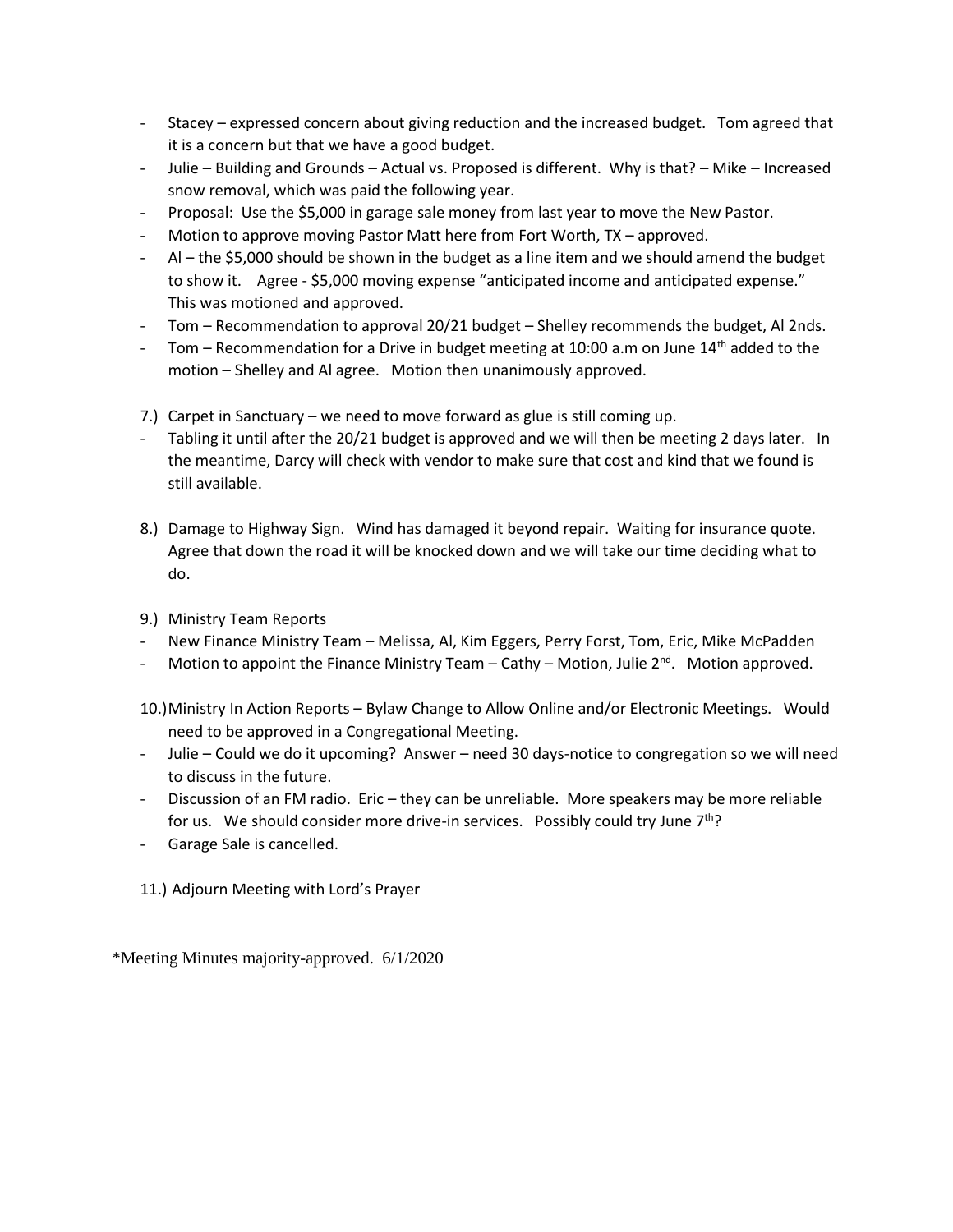- Stacey – expressed concern about giving reduction and the increased budget. Tom agreed that it is a concern but that we have a good budget.
- Julie – Building and Grounds – Actual vs. Proposed is different. Why is that? – Mike – Increased snow removal, which was paid the following year.
- Proposal: Use the $5,000 in garage sale money from last year to move the New Pastor.
- Motion to approve moving Pastor Matt here from Fort Worth, TX – approved.
- Al – the $5,000 should be shown in the budget as a line item and we should amend the budget to show it. Agree - $5,000 moving expense "anticipated income and anticipated expense." This was motioned and approved.
- Tom – Recommendation to approval 20/21 budget – Shelley recommends the budget, Al 2nds.
- Tom – Recommendation for a Drive in budget meeting at 10:00 a.m on June 14th added to the motion – Shelley and Al agree. Motion then unanimously approved.

7.) Carpet in Sanctuary – we need to move forward as glue is still coming up.
- Tabling it until after the 20/21 budget is approved and we will then be meeting 2 days later. In the meantime, Darcy will check with vendor to make sure that cost and kind that we found is still available.

8.) Damage to Highway Sign. Wind has damaged it beyond repair. Waiting for insurance quote. Agree that down the road it will be knocked down and we will take our time deciding what to do.

9.) Ministry Team Reports
- New Finance Ministry Team – Melissa, Al, Kim Eggers, Perry Forst, Tom, Eric, Mike McPadden
- Motion to appoint the Finance Ministry Team – Cathy – Motion, Julie 2nd. Motion approved.

10.) Ministry In Action Reports – Bylaw Change to Allow Online and/or Electronic Meetings. Would need to be approved in a Congregational Meeting.
- Julie – Could we do it upcoming? Answer – need 30 days-notice to congregation so we will need to discuss in the future.
- Discussion of an FM radio. Eric – they can be unreliable. More speakers may be more reliable for us. We should consider more drive-in services. Possibly could try June 7th?
- Garage Sale is cancelled.

11.) Adjourn Meeting with Lord's Prayer

*Meeting Minutes majority-approved. 6/1/2020